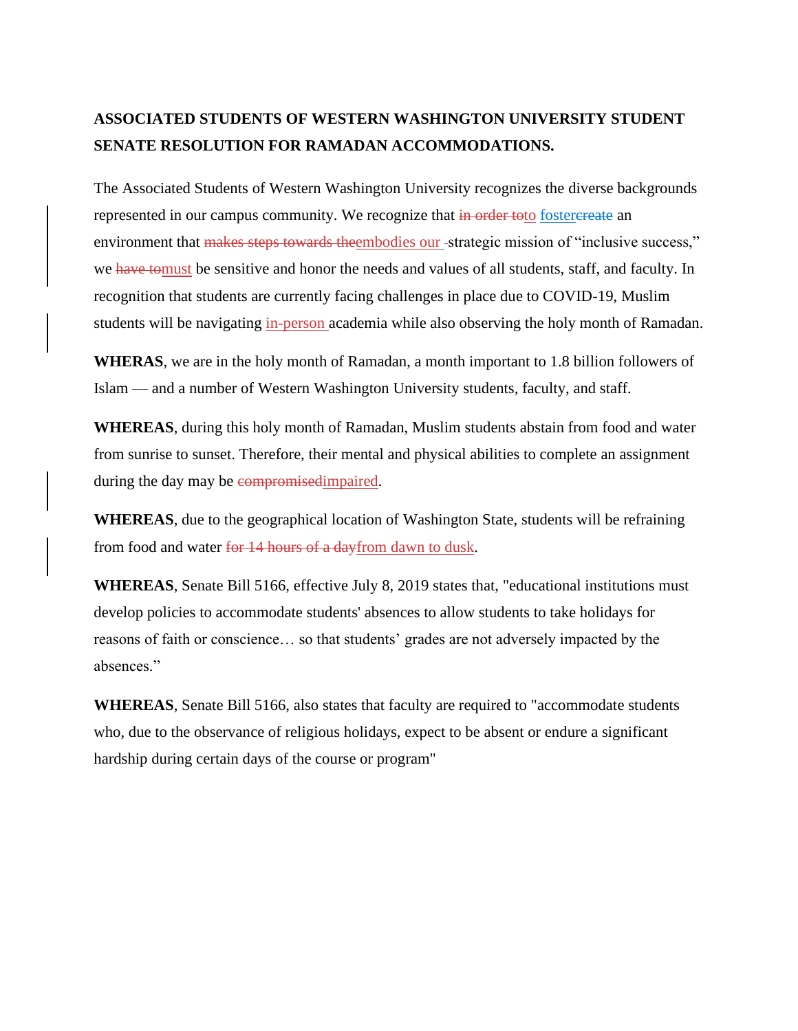**ASSOCIATED STUDENTS OF WESTERN WASHINGTON UNIVERSITY STUDENT SENATE RESOLUTION FOR RAMADAN ACCOMMODATIONS.**

The Associated Students of Western Washington University recognizes the diverse backgrounds represented in our campus community. We recognize that ~~in order to~~to foster~~create~~ an environment that ~~makes steps towards the~~embodies our ~~-~~strategic mission of "inclusive success," we ~~have to~~must be sensitive and honor the needs and values of all students, staff, and faculty. In recognition that students are currently facing challenges in place due to COVID-19, Muslim students will be navigating in-person academia while also observing the holy month of Ramadan.

**WHERAS**, we are in the holy month of Ramadan, a month important to 1.8 billion followers of Islam — and a number of Western Washington University students, faculty, and staff.

**WHEREAS**, during this holy month of Ramadan, Muslim students abstain from food and water from sunrise to sunset. Therefore, their mental and physical abilities to complete an assignment during the day may be ~~compromised~~impaired.

**WHEREAS**, due to the geographical location of Washington State, students will be refraining from food and water ~~for 14 hours of a day~~from dawn to dusk.

**WHEREAS**, Senate Bill 5166, effective July 8, 2019 states that, "educational institutions must develop policies to accommodate students' absences to allow students to take holidays for reasons of faith or conscience… so that students' grades are not adversely impacted by the absences."

**WHEREAS**, Senate Bill 5166, also states that faculty are required to "accommodate students who, due to the observance of religious holidays, expect to be absent or endure a significant hardship during certain days of the course or program"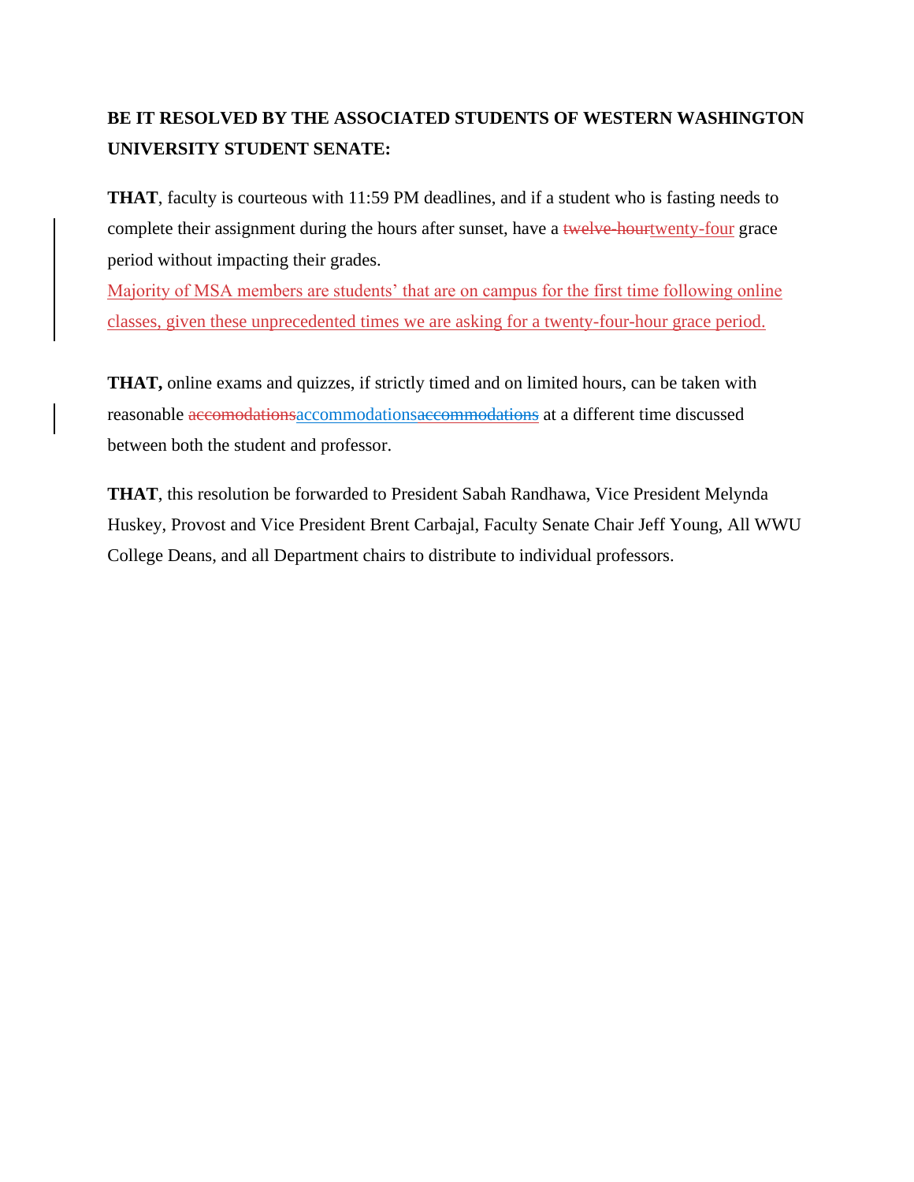**BE IT RESOLVED BY THE ASSOCIATED STUDENTS OF WESTERN WASHINGTON UNIVERSITY STUDENT SENATE:**

**THAT**, faculty is courteous with 11:59 PM deadlines, and if a student who is fasting needs to complete their assignment during the hours after sunset, have a ~~twelve-hour~~twenty-four grace period without impacting their grades.
Majority of MSA members are students' that are on campus for the first time following online classes, given these unprecedented times we are asking for a twenty-four-hour grace period.

**THAT,** online exams and quizzes, if strictly timed and on limited hours, can be taken with reasonable ~~accomodations~~accommodations~~accommodations~~ at a different time discussed between both the student and professor.

**THAT**, this resolution be forwarded to President Sabah Randhawa, Vice President Melynda Huskey, Provost and Vice President Brent Carbajal, Faculty Senate Chair Jeff Young, All WWU College Deans, and all Department chairs to distribute to individual professors.